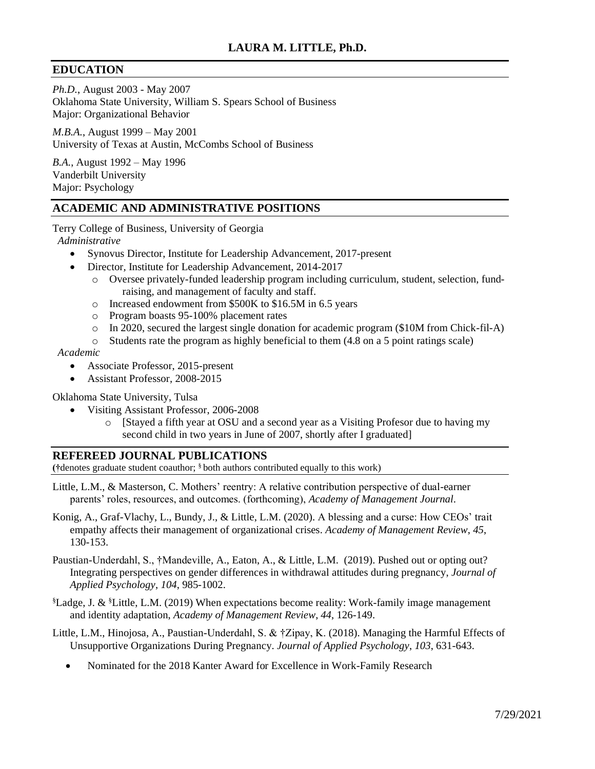# LAURA M. LITTLE, Ph.D.

## EDUCATION

*Ph.D.*, August 2003 - May 2007
Oklahoma State University, William S. Spears School of Business
Major: Organizational Behavior

*M.B.A.*, August 1999 – May 2001
University of Texas at Austin, McCombs School of Business

*B.A.*, August 1992 – May 1996
Vanderbilt University
Major: Psychology

## ACADEMIC AND ADMINISTRATIVE POSITIONS

Terry College of Business, University of Georgia

*Administrative*

- Synovus Director, Institute for Leadership Advancement, 2017-present
- Director, Institute for Leadership Advancement, 2014-2017
  - Oversee privately-funded leadership program including curriculum, student, selection, fund-raising, and management of faculty and staff.
  - Increased endowment from $500K to $16.5M in 6.5 years
  - Program boasts 95-100% placement rates
  - In 2020, secured the largest single donation for academic program ($10M from Chick-fil-A)
  - Students rate the program as highly beneficial to them (4.8 on a 5 point ratings scale)

*Academic*

- Associate Professor, 2015-present
- Assistant Professor, 2008-2015

Oklahoma State University, Tulsa

- Visiting Assistant Professor, 2006-2008
  - [Stayed a fifth year at OSU and a second year as a Visiting Profesor due to having my second child in two years in June of 2007, shortly after I graduated]

## REFEREED JOURNAL PUBLICATIONS

(†denotes graduate student coauthor; § both authors contributed equally to this work)

Little, L.M., & Masterson, C. Mothers' reentry: A relative contribution perspective of dual-earner parents' roles, resources, and outcomes. (forthcoming), *Academy of Management Journal*.

Konig, A., Graf-Vlachy, L., Bundy, J., & Little, L.M. (2020). A blessing and a curse: How CEOs' trait empathy affects their management of organizational crises. *Academy of Management Review*, *45*, 130-153.

Paustian-Underdahl, S., †Mandeville, A., Eaton, A., & Little, L.M. (2019). Pushed out or opting out? Integrating perspectives on gender differences in withdrawal attitudes during pregnancy, *Journal of Applied Psychology*, *104*, 985-1002.

§Ladge, J. & §Little, L.M. (2019) When expectations become reality: Work-family image management and identity adaptation, *Academy of Management Review*, *44*, 126-149.

Little, L.M., Hinojosa, A., Paustian-Underdahl, S. & †Zipay, K. (2018). Managing the Harmful Effects of Unsupportive Organizations During Pregnancy. *Journal of Applied Psychology*, *103*, 631-643.

- Nominated for the 2018 Kanter Award for Excellence in Work-Family Research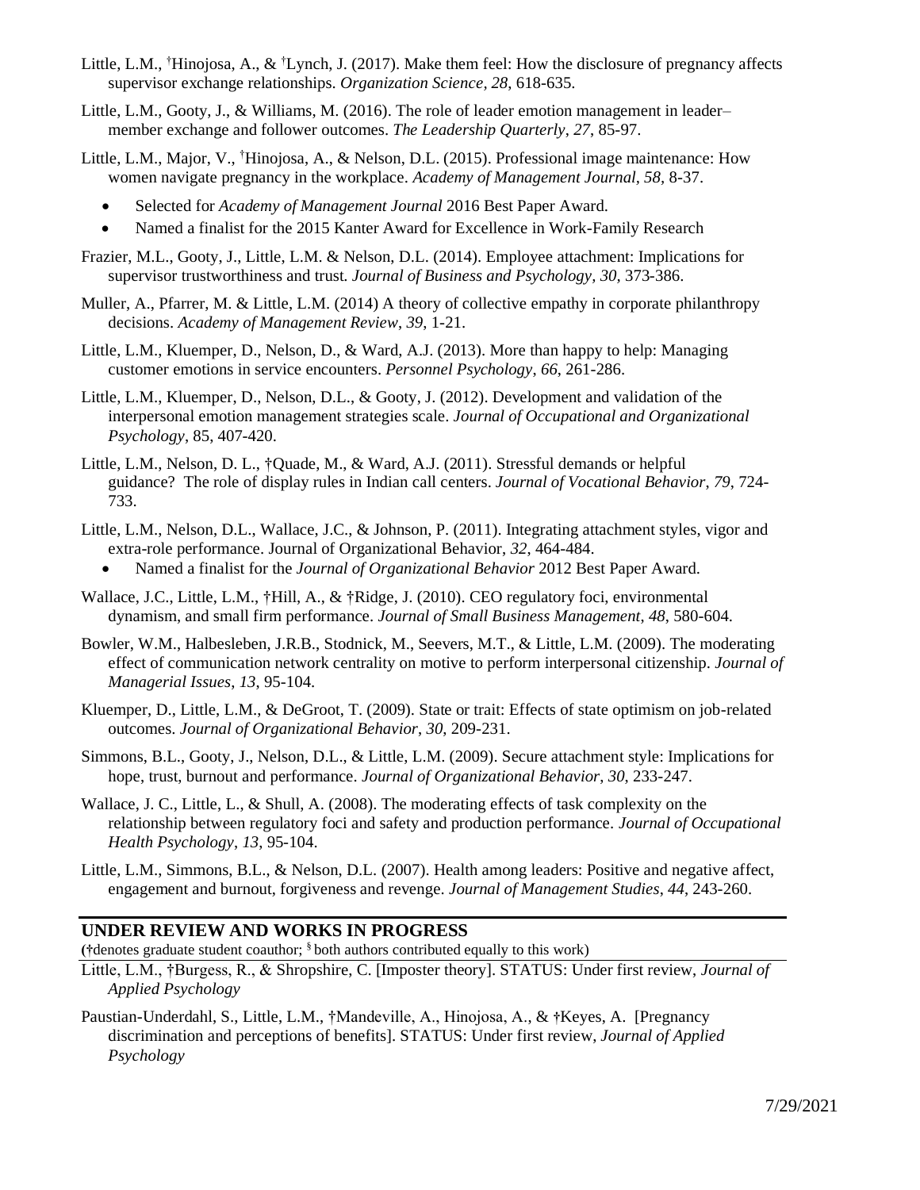Little, L.M., [†]Hinojosa, A., & [†]Lynch, J. (2017). Make them feel: How the disclosure of pregnancy affects supervisor exchange relationships. *Organization Science, 28*, 618-635.

Little, L.M., Gooty, J., & Williams, M. (2016). The role of leader emotion management in leader–member exchange and follower outcomes. *The Leadership Quarterly*, *27*, 85-97.

Little, L.M., Major, V., [†]Hinojosa, A., & Nelson, D.L. (2015). Professional image maintenance: How women navigate pregnancy in the workplace. *Academy of Management Journal, 58*, 8-37.

- Selected for *Academy of Management Journal* 2016 Best Paper Award.
- Named a finalist for the 2015 Kanter Award for Excellence in Work-Family Research

Frazier, M.L., Gooty, J., Little, L.M. & Nelson, D.L. (2014). Employee attachment: Implications for supervisor trustworthiness and trust. *Journal of Business and Psychology, 30,* 373-386.

Muller, A., Pfarrer, M. & Little, L.M. (2014) A theory of collective empathy in corporate philanthropy decisions. *Academy of Management Review, 39*, 1-21.

Little, L.M., Kluemper, D., Nelson, D., & Ward, A.J. (2013). More than happy to help: Managing customer emotions in service encounters. *Personnel Psychology*, *66*, 261-286.

Little, L.M., Kluemper, D., Nelson, D.L., & Gooty, J. (2012). Development and validation of the interpersonal emotion management strategies scale. *Journal of Occupational and Organizational Psychology*, 85, 407-420.

Little, L.M., Nelson, D. L., †Quade, M., & Ward, A.J. (2011). Stressful demands or helpful guidance? The role of display rules in Indian call centers. *Journal of Vocational Behavior*, *79*, 724-733.

Little, L.M., Nelson, D.L., Wallace, J.C., & Johnson, P. (2011). Integrating attachment styles, vigor and extra-role performance. Journal of Organizational Behavior, *32*, 464-484.

- Named a finalist for the *Journal of Organizational Behavior* 2012 Best Paper Award.

Wallace, J.C., Little, L.M., †Hill, A., & †Ridge, J. (2010). CEO regulatory foci, environmental dynamism, and small firm performance. *Journal of Small Business Management*, *48*, 580-604.

Bowler, W.M., Halbesleben, J.R.B., Stodnick, M., Seevers, M.T., & Little, L.M. (2009). The moderating effect of communication network centrality on motive to perform interpersonal citizenship. *Journal of Managerial Issues*, *13*, 95-104.

Kluemper, D., Little, L.M., & DeGroot, T. (2009). State or trait: Effects of state optimism on job-related outcomes. *Journal of Organizational Behavior*, *30*, 209-231.

Simmons, B.L., Gooty, J., Nelson, D.L., & Little, L.M. (2009). Secure attachment style: Implications for hope, trust, burnout and performance. *Journal of Organizational Behavior*, *30*, 233-247.

Wallace, J. C., Little, L., & Shull, A. (2008). The moderating effects of task complexity on the relationship between regulatory foci and safety and production performance. *Journal of Occupational Health Psychology*, *13*, 95-104.

Little, L.M., Simmons, B.L., & Nelson, D.L. (2007). Health among leaders: Positive and negative affect, engagement and burnout, forgiveness and revenge. *Journal of Management Studies*, *44*, 243-260.

## UNDER REVIEW AND WORKS IN PROGRESS

(†denotes graduate student coauthor; [§] both authors contributed equally to this work)

Little, L.M., †Burgess, R., & Shropshire, C. [Imposter theory]. STATUS: Under first review, *Journal of Applied Psychology*

Paustian-Underdahl, S., Little, L.M., †Mandeville, A., Hinojosa, A., & †Keyes, A. [Pregnancy discrimination and perceptions of benefits]. STATUS: Under first review, *Journal of Applied Psychology*

7/29/2021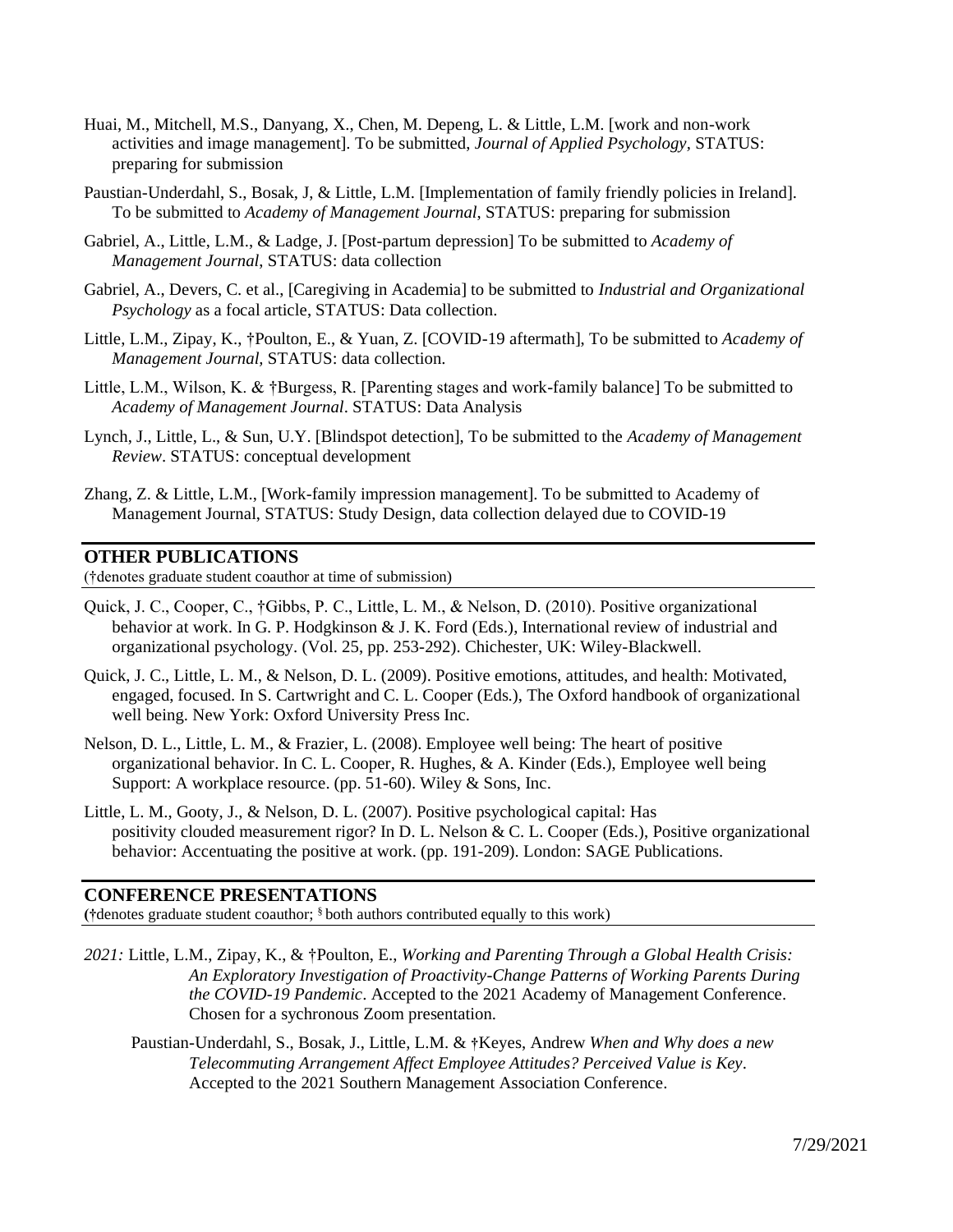Huai, M., Mitchell, M.S., Danyang, X., Chen, M. Depeng, L. & Little, L.M. [work and non-work activities and image management]. To be submitted, *Journal of Applied Psychology*, STATUS: preparing for submission

Paustian-Underdahl, S., Bosak, J, & Little, L.M. [Implementation of family friendly policies in Ireland]. To be submitted to *Academy of Management Journal*, STATUS: preparing for submission

Gabriel, A., Little, L.M., & Ladge, J. [Post-partum depression] To be submitted to *Academy of Management Journal*, STATUS: data collection

Gabriel, A., Devers, C. et al., [Caregiving in Academia] to be submitted to *Industrial and Organizational Psychology* as a focal article, STATUS: Data collection.

Little, L.M., Zipay, K., †Poulton, E., & Yuan, Z. [COVID-19 aftermath], To be submitted to *Academy of Management Journal*, STATUS: data collection.

Little, L.M., Wilson, K. & †Burgess, R. [Parenting stages and work-family balance] To be submitted to *Academy of Management Journal*. STATUS: Data Analysis

Lynch, J., Little, L., & Sun, U.Y. [Blindspot detection], To be submitted to the *Academy of Management Review*. STATUS: conceptual development

Zhang, Z. & Little, L.M., [Work-family impression management]. To be submitted to Academy of Management Journal, STATUS: Study Design, data collection delayed due to COVID-19

## OTHER PUBLICATIONS

(†denotes graduate student coauthor at time of submission)

Quick, J. C., Cooper, C., †Gibbs, P. C., Little, L. M., & Nelson, D. (2010). Positive organizational behavior at work. In G. P. Hodgkinson & J. K. Ford (Eds.), International review of industrial and organizational psychology. (Vol. 25, pp. 253-292). Chichester, UK: Wiley-Blackwell.

Quick, J. C., Little, L. M., & Nelson, D. L. (2009). Positive emotions, attitudes, and health: Motivated, engaged, focused. In S. Cartwright and C. L. Cooper (Eds.), The Oxford handbook of organizational well being. New York: Oxford University Press Inc.

Nelson, D. L., Little, L. M., & Frazier, L. (2008). Employee well being: The heart of positive organizational behavior. In C. L. Cooper, R. Hughes, & A. Kinder (Eds.), Employee well being Support: A workplace resource. (pp. 51-60). Wiley & Sons, Inc.

Little, L. M., Gooty, J., & Nelson, D. L. (2007). Positive psychological capital: Has positivity clouded measurement rigor? In D. L. Nelson & C. L. Cooper (Eds.), Positive organizational behavior: Accentuating the positive at work. (pp. 191-209). London: SAGE Publications.

## CONFERENCE PRESENTATIONS

(†denotes graduate student coauthor; § both authors contributed equally to this work)

*2021:* Little, L.M., Zipay, K., & †Poulton, E., *Working and Parenting Through a Global Health Crisis: An Exploratory Investigation of Proactivity-Change Patterns of Working Parents During the COVID-19 Pandemic*. Accepted to the 2021 Academy of Management Conference. Chosen for a sychronous Zoom presentation.

Paustian-Underdahl, S., Bosak, J., Little, L.M. & †Keyes, Andrew *When and Why does a new Telecommuting Arrangement Affect Employee Attitudes? Perceived Value is Key*. Accepted to the 2021 Southern Management Association Conference.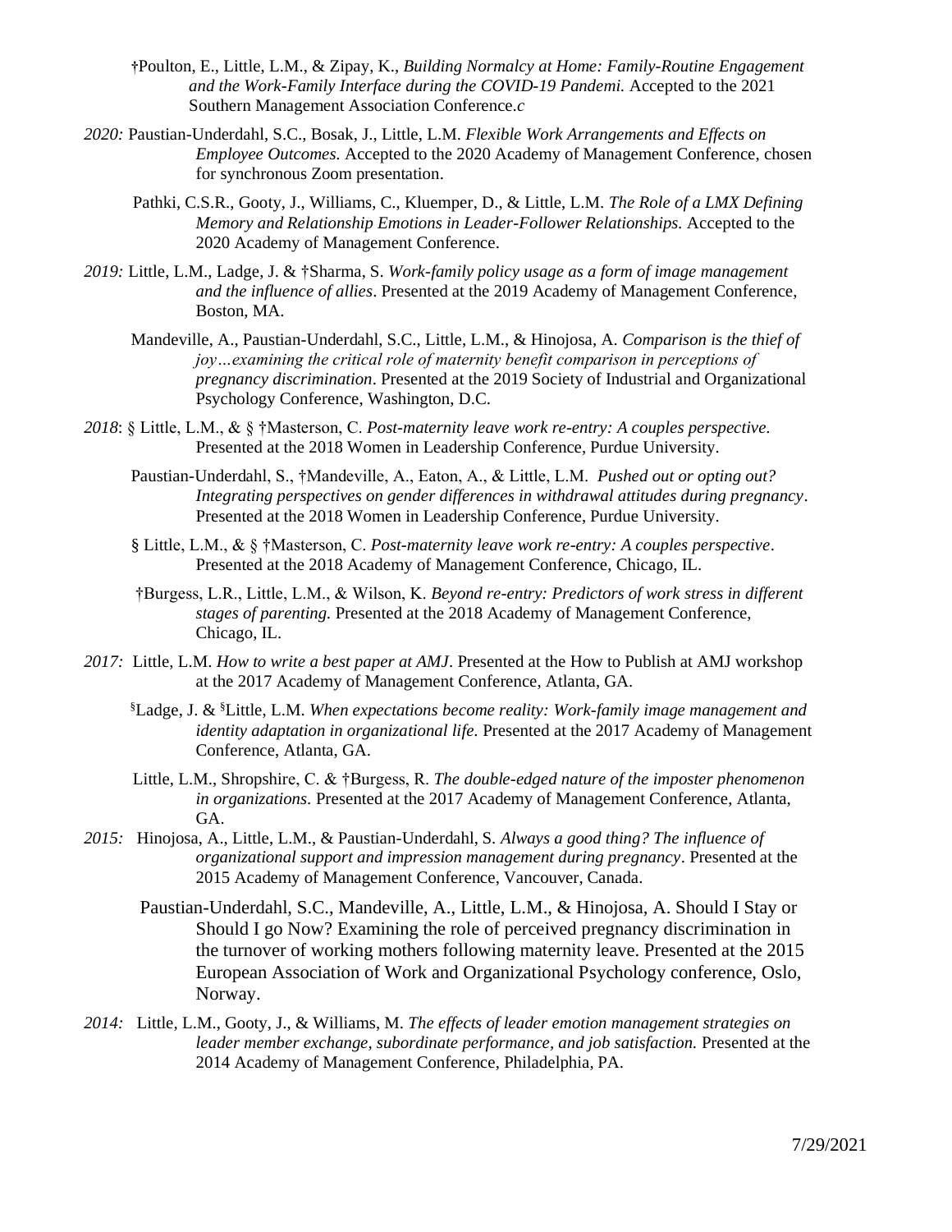†Poulton, E., Little, L.M., & Zipay, K., *Building Normalcy at Home: Family-Routine Engagement and the Work-Family Interface during the COVID-19 Pandemi.* Accepted to the 2021 Southern Management Association Conference.*c*

*2020:* Paustian-Underdahl, S.C., Bosak, J., Little, L.M. *Flexible Work Arrangements and Effects on Employee Outcomes.* Accepted to the 2020 Academy of Management Conference, chosen for synchronous Zoom presentation.

Pathki, C.S.R., Gooty, J., Williams, C., Kluemper, D., & Little, L.M. *The Role of a LMX Defining Memory and Relationship Emotions in Leader-Follower Relationships.* Accepted to the 2020 Academy of Management Conference.

*2019:* Little, L.M., Ladge, J. & †Sharma, S. *Work-family policy usage as a form of image management and the influence of allies*. Presented at the 2019 Academy of Management Conference, Boston, MA.

Mandeville, A., Paustian-Underdahl, S.C., Little, L.M., & Hinojosa, A. *Comparison is the thief of joy…examining the critical role of maternity benefit comparison in perceptions of pregnancy discrimination*. Presented at the 2019 Society of Industrial and Organizational Psychology Conference, Washington, D.C.

*2018*: § Little, L.M., & § †Masterson, C. *Post-maternity leave work re-entry: A couples perspective.* Presented at the 2018 Women in Leadership Conference, Purdue University.

Paustian-Underdahl, S., †Mandeville, A., Eaton, A., & Little, L.M. *Pushed out or opting out? Integrating perspectives on gender differences in withdrawal attitudes during pregnancy*. Presented at the 2018 Women in Leadership Conference, Purdue University.

§ Little, L.M., & § †Masterson, C. *Post-maternity leave work re-entry: A couples perspective*. Presented at the 2018 Academy of Management Conference, Chicago, IL.

†Burgess, L.R., Little, L.M., & Wilson, K. *Beyond re-entry: Predictors of work stress in different stages of parenting.* Presented at the 2018 Academy of Management Conference, Chicago, IL.

*2017:* Little, L.M. *How to write a best paper at AMJ*. Presented at the How to Publish at AMJ workshop at the 2017 Academy of Management Conference, Atlanta, GA.

§Ladge, J. & §Little, L.M. *When expectations become reality: Work-family image management and identity adaptation in organizational life.* Presented at the 2017 Academy of Management Conference, Atlanta, GA.

Little, L.M., Shropshire, C. & †Burgess, R. *The double-edged nature of the imposter phenomenon in organizations*. Presented at the 2017 Academy of Management Conference, Atlanta, GA.

*2015:* Hinojosa, A., Little, L.M., & Paustian-Underdahl, S. *Always a good thing? The influence of organizational support and impression management during pregnancy*. Presented at the 2015 Academy of Management Conference, Vancouver, Canada.

Paustian-Underdahl, S.C., Mandeville, A., Little, L.M., & Hinojosa, A. Should I Stay or Should I go Now? Examining the role of perceived pregnancy discrimination in the turnover of working mothers following maternity leave. Presented at the 2015 European Association of Work and Organizational Psychology conference, Oslo, Norway.

*2014:* Little, L.M., Gooty, J., & Williams, M. *The effects of leader emotion management strategies on leader member exchange, subordinate performance, and job satisfaction.* Presented at the 2014 Academy of Management Conference, Philadelphia, PA.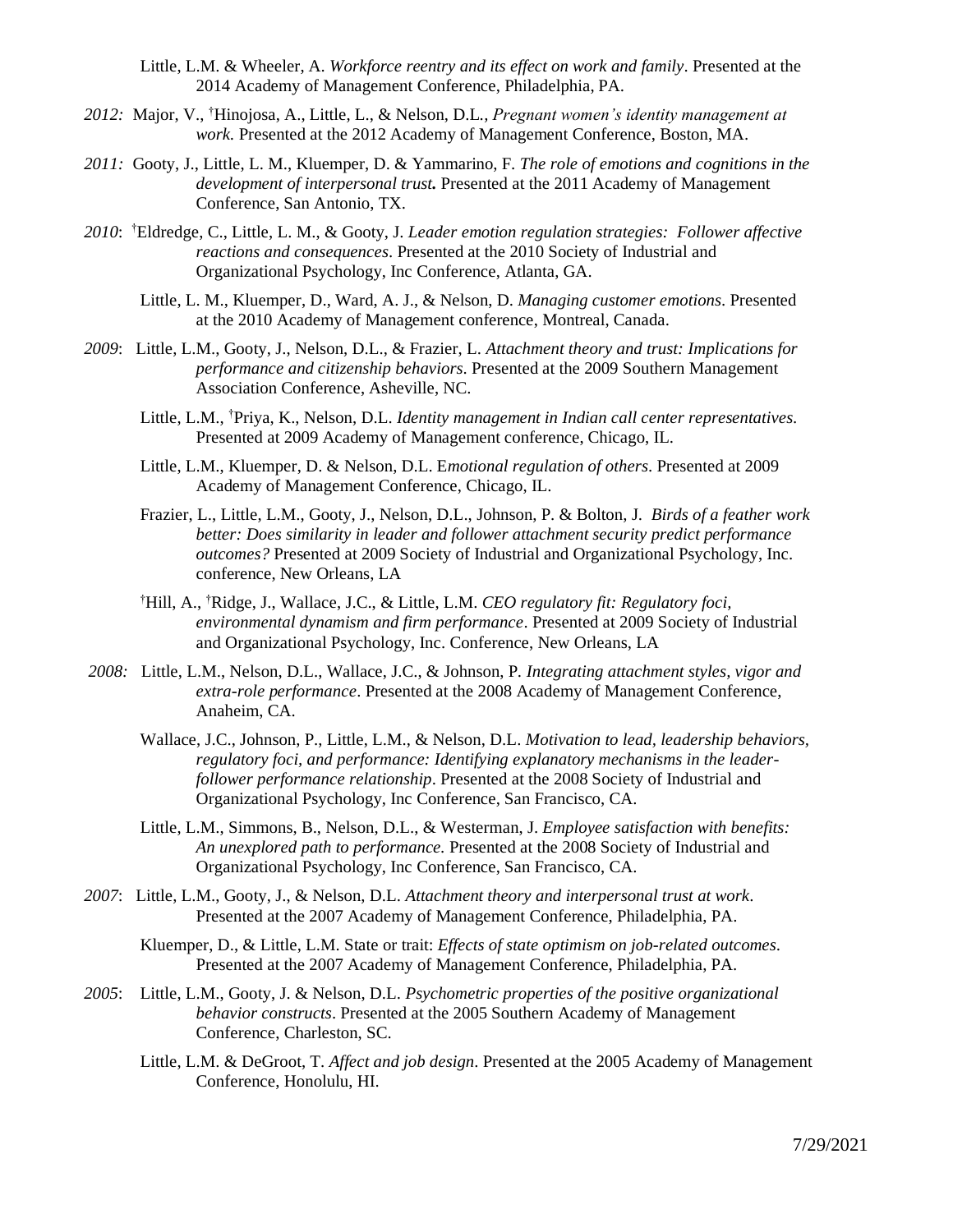Little, L.M. & Wheeler, A. *Workforce reentry and its effect on work and family*. Presented at the 2014 Academy of Management Conference, Philadelphia, PA.

*2012:* Major, V., †Hinojosa, A., Little, L., & Nelson, D.L., *Pregnant women's identity management at work.* Presented at the 2012 Academy of Management Conference, Boston, MA.

*2011:* Gooty, J., Little, L. M., Kluemper, D. & Yammarino, F. *The role of emotions and cognitions in the development of interpersonal trust.* Presented at the 2011 Academy of Management Conference, San Antonio, TX.

*2010*: †Eldredge, C., Little, L. M., & Gooty, J. *Leader emotion regulation strategies: Follower affective reactions and consequences*. Presented at the 2010 Society of Industrial and Organizational Psychology, Inc Conference, Atlanta, GA.

Little, L. M., Kluemper, D., Ward, A. J., & Nelson, D. *Managing customer emotions*. Presented at the 2010 Academy of Management conference, Montreal, Canada.

*2009*: Little, L.M., Gooty, J., Nelson, D.L., & Frazier, L. *Attachment theory and trust: Implications for performance and citizenship behaviors*. Presented at the 2009 Southern Management Association Conference, Asheville, NC.

Little, L.M., †Priya, K., Nelson, D.L. *Identity management in Indian call center representatives*. Presented at 2009 Academy of Management conference, Chicago, IL.

Little, L.M., Kluemper, D. & Nelson, D.L. E*motional regulation of others*. Presented at 2009 Academy of Management Conference, Chicago, IL.

Frazier, L., Little, L.M., Gooty, J., Nelson, D.L., Johnson, P. & Bolton, J. *Birds of a feather work better: Does similarity in leader and follower attachment security predict performance outcomes?* Presented at 2009 Society of Industrial and Organizational Psychology, Inc. conference, New Orleans, LA

†Hill, A., †Ridge, J., Wallace, J.C., & Little, L.M. *CEO regulatory fit: Regulatory foci, environmental dynamism and firm performance*. Presented at 2009 Society of Industrial and Organizational Psychology, Inc. Conference, New Orleans, LA

*2008:* Little, L.M., Nelson, D.L., Wallace, J.C., & Johnson, P. *Integrating attachment styles, vigor and extra-role performance*. Presented at the 2008 Academy of Management Conference, Anaheim, CA.

Wallace, J.C., Johnson, P., Little, L.M., & Nelson, D.L. *Motivation to lead, leadership behaviors, regulatory foci, and performance: Identifying explanatory mechanisms in the leader-follower performance relationship*. Presented at the 2008 Society of Industrial and Organizational Psychology, Inc Conference, San Francisco, CA.

Little, L.M., Simmons, B., Nelson, D.L., & Westerman, J. *Employee satisfaction with benefits: An unexplored path to performance.* Presented at the 2008 Society of Industrial and Organizational Psychology, Inc Conference, San Francisco, CA.

*2007*: Little, L.M., Gooty, J., & Nelson, D.L. *Attachment theory and interpersonal trust at work*. Presented at the 2007 Academy of Management Conference, Philadelphia, PA.

Kluemper, D., & Little, L.M. State or trait: *Effects of state optimism on job-related outcomes*. Presented at the 2007 Academy of Management Conference, Philadelphia, PA.

*2005*: Little, L.M., Gooty, J. & Nelson, D.L. *Psychometric properties of the positive organizational behavior constructs*. Presented at the 2005 Southern Academy of Management Conference, Charleston, SC.

Little, L.M. & DeGroot, T. *Affect and job design*. Presented at the 2005 Academy of Management Conference, Honolulu, HI.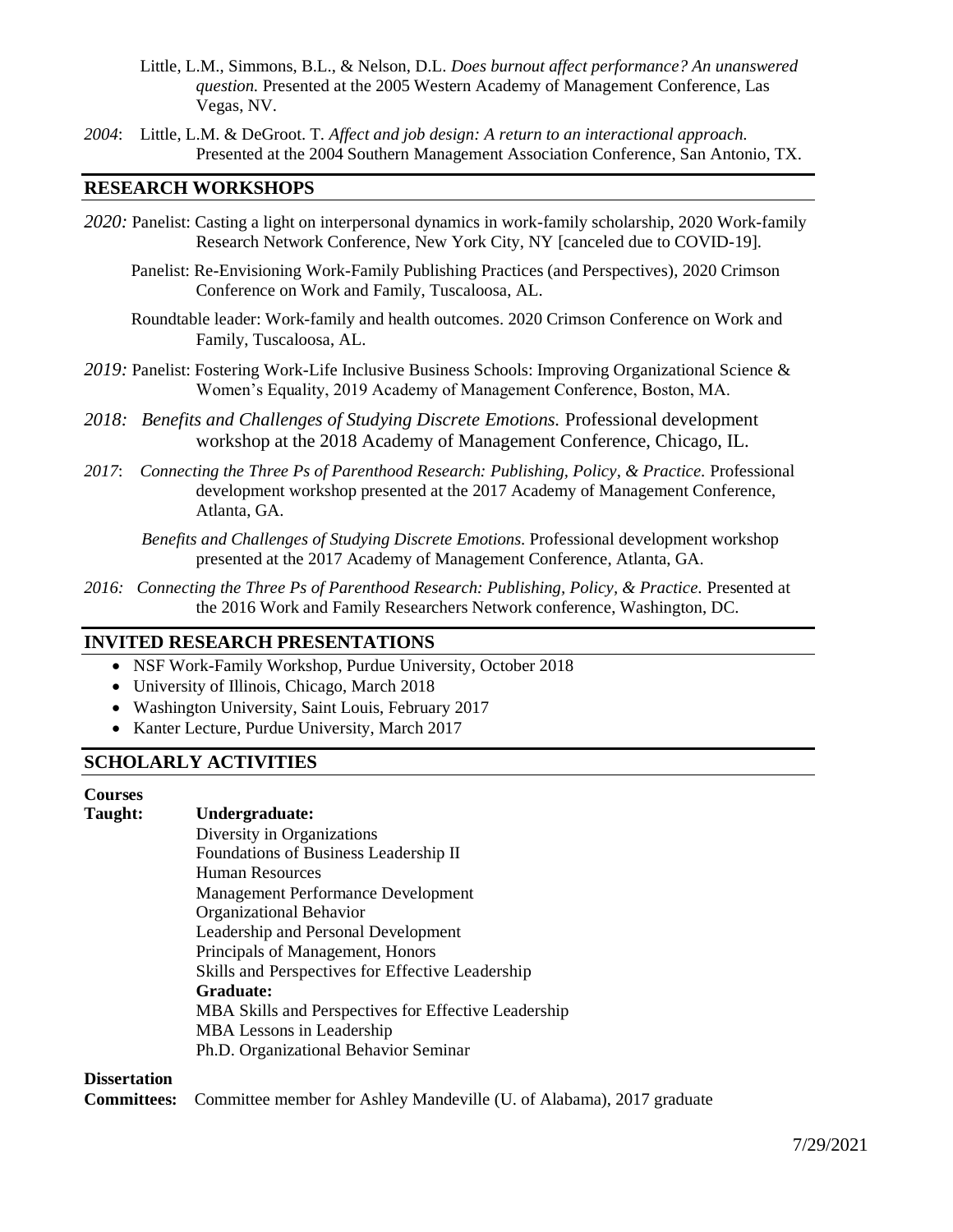Little, L.M., Simmons, B.L., & Nelson, D.L. *Does burnout affect performance? An unanswered question.* Presented at the 2005 Western Academy of Management Conference, Las Vegas, NV.

*2004*: Little, L.M. & DeGroot. T. *Affect and job design: A return to an interactional approach.* Presented at the 2004 Southern Management Association Conference, San Antonio, TX.

## RESEARCH WORKSHOPS

*2020:* Panelist: Casting a light on interpersonal dynamics in work-family scholarship, 2020 Work-family Research Network Conference, New York City, NY [canceled due to COVID-19].

Panelist: Re-Envisioning Work-Family Publishing Practices (and Perspectives), 2020 Crimson Conference on Work and Family, Tuscaloosa, AL.

Roundtable leader: Work-family and health outcomes. 2020 Crimson Conference on Work and Family, Tuscaloosa, AL.

*2019:* Panelist: Fostering Work-Life Inclusive Business Schools: Improving Organizational Science & Women's Equality, 2019 Academy of Management Conference, Boston, MA.

*2018:* *Benefits and Challenges of Studying Discrete Emotions.* Professional development workshop at the 2018 Academy of Management Conference, Chicago, IL.

*2017*: *Connecting the Three Ps of Parenthood Research: Publishing, Policy, & Practice.* Professional development workshop presented at the 2017 Academy of Management Conference, Atlanta, GA.

*Benefits and Challenges of Studying Discrete Emotions.* Professional development workshop presented at the 2017 Academy of Management Conference, Atlanta, GA.

*2016:* *Connecting the Three Ps of Parenthood Research: Publishing, Policy, & Practice.* Presented at the 2016 Work and Family Researchers Network conference, Washington, DC.

## INVITED RESEARCH PRESENTATIONS

- NSF Work-Family Workshop, Purdue University, October 2018
- University of Illinois, Chicago, March 2018
- Washington University, Saint Louis, February 2017
- Kanter Lecture, Purdue University, March 2017

## SCHOLARLY ACTIVITIES

**Courses Taught:**

**Undergraduate:**
Diversity in Organizations
Foundations of Business Leadership II
Human Resources
Management Performance Development
Organizational Behavior
Leadership and Personal Development
Principals of Management, Honors
Skills and Perspectives for Effective Leadership

**Graduate:**
MBA Skills and Perspectives for Effective Leadership
MBA Lessons in Leadership
Ph.D. Organizational Behavior Seminar

**Dissertation Committees:** Committee member for Ashley Mandeville (U. of Alabama), 2017 graduate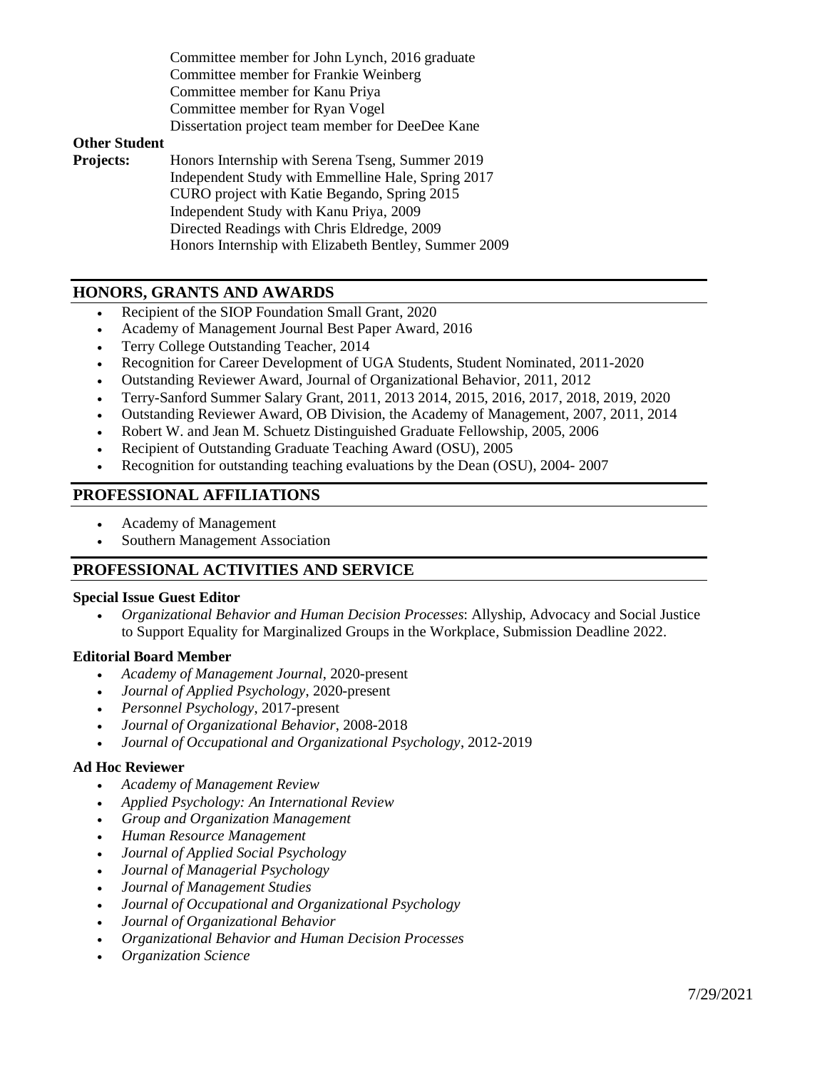Committee member for John Lynch, 2016 graduate
Committee member for Frankie Weinberg
Committee member for Kanu Priya
Committee member for Ryan Vogel
Dissertation project team member for DeeDee Kane

**Other Student Projects:**
Honors Internship with Serena Tseng, Summer 2019
Independent Study with Emmelline Hale, Spring 2017
CURO project with Katie Begando, Spring 2015
Independent Study with Kanu Priya, 2009
Directed Readings with Chris Eldredge, 2009
Honors Internship with Elizabeth Bentley, Summer 2009

## HONORS, GRANTS AND AWARDS

- Recipient of the SIOP Foundation Small Grant, 2020
- Academy of Management Journal Best Paper Award, 2016
- Terry College Outstanding Teacher, 2014
- Recognition for Career Development of UGA Students, Student Nominated, 2011-2020
- Outstanding Reviewer Award, Journal of Organizational Behavior, 2011, 2012
- Terry-Sanford Summer Salary Grant, 2011, 2013 2014, 2015, 2016, 2017, 2018, 2019, 2020
- Outstanding Reviewer Award, OB Division, the Academy of Management, 2007, 2011, 2014
- Robert W. and Jean M. Schuetz Distinguished Graduate Fellowship, 2005, 2006
- Recipient of Outstanding Graduate Teaching Award (OSU), 2005
- Recognition for outstanding teaching evaluations by the Dean (OSU), 2004- 2007

## PROFESSIONAL AFFILIATIONS

- Academy of Management
- Southern Management Association

## PROFESSIONAL ACTIVITIES AND SERVICE

**Special Issue Guest Editor**

- *Organizational Behavior and Human Decision Processes*: Allyship, Advocacy and Social Justice to Support Equality for Marginalized Groups in the Workplace, Submission Deadline 2022.

**Editorial Board Member**

- *Academy of Management Journal*, 2020-present
- *Journal of Applied Psychology*, 2020-present
- *Personnel Psychology*, 2017-present
- *Journal of Organizational Behavior*, 2008-2018
- *Journal of Occupational and Organizational Psychology*, 2012-2019

**Ad Hoc Reviewer**

- *Academy of Management Review*
- *Applied Psychology: An International Review*
- *Group and Organization Management*
- *Human Resource Management*
- *Journal of Applied Social Psychology*
- *Journal of Managerial Psychology*
- *Journal of Management Studies*
- *Journal of Occupational and Organizational Psychology*
- *Journal of Organizational Behavior*
- *Organizational Behavior and Human Decision Processes*
- *Organization Science*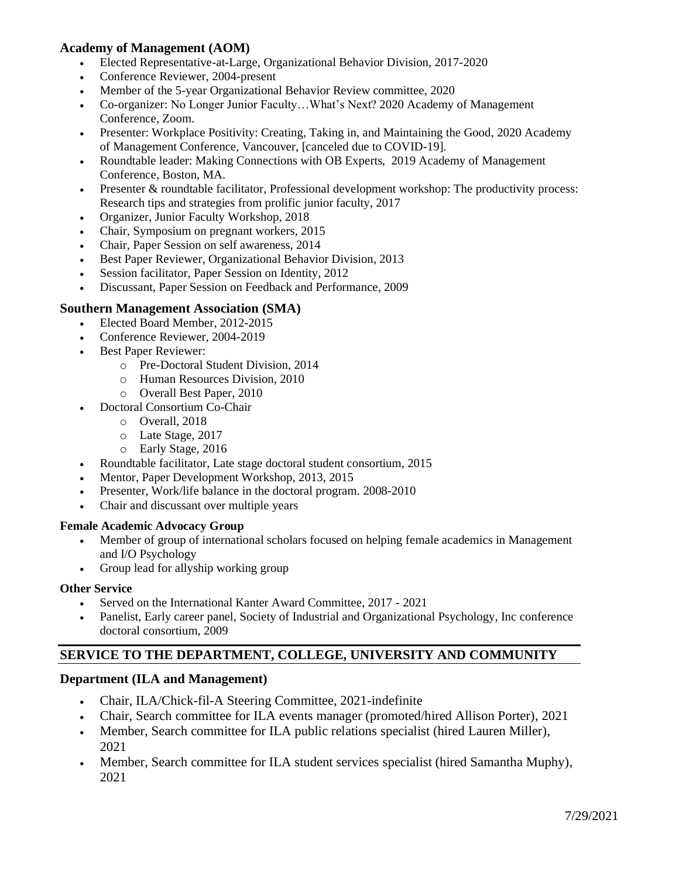### Academy of Management (AOM)

- Elected Representative-at-Large, Organizational Behavior Division, 2017-2020
- Conference Reviewer, 2004-present
- Member of the 5-year Organizational Behavior Review committee, 2020
- Co-organizer: No Longer Junior Faculty…What's Next? 2020 Academy of Management Conference, Zoom.
- Presenter: Workplace Positivity: Creating, Taking in, and Maintaining the Good, 2020 Academy of Management Conference, Vancouver, [canceled due to COVID-19].
- Roundtable leader: Making Connections with OB Experts, 2019 Academy of Management Conference, Boston, MA.
- Presenter & roundtable facilitator, Professional development workshop: The productivity process: Research tips and strategies from prolific junior faculty, 2017
- Organizer, Junior Faculty Workshop, 2018
- Chair, Symposium on pregnant workers, 2015
- Chair, Paper Session on self awareness, 2014
- Best Paper Reviewer, Organizational Behavior Division, 2013
- Session facilitator, Paper Session on Identity, 2012
- Discussant, Paper Session on Feedback and Performance, 2009

### Southern Management Association (SMA)

- Elected Board Member, 2012-2015
- Conference Reviewer, 2004-2019
- Best Paper Reviewer:
  - Pre-Doctoral Student Division, 2014
  - Human Resources Division, 2010
  - Overall Best Paper, 2010
- Doctoral Consortium Co-Chair
  - Overall, 2018
  - Late Stage, 2017
  - Early Stage, 2016
- Roundtable facilitator, Late stage doctoral student consortium, 2015
- Mentor, Paper Development Workshop, 2013, 2015
- Presenter, Work/life balance in the doctoral program. 2008-2010
- Chair and discussant over multiple years

#### Female Academic Advocacy Group

- Member of group of international scholars focused on helping female academics in Management and I/O Psychology
- Group lead for allyship working group

#### Other Service

- Served on the International Kanter Award Committee, 2017 - 2021
- Panelist, Early career panel, Society of Industrial and Organizational Psychology, Inc conference doctoral consortium, 2009

## SERVICE TO THE DEPARTMENT, COLLEGE, UNIVERSITY AND COMMUNITY

### Department (ILA and Management)

- Chair, ILA/Chick-fil-A Steering Committee, 2021-indefinite
- Chair, Search committee for ILA events manager (promoted/hired Allison Porter), 2021
- Member, Search committee for ILA public relations specialist (hired Lauren Miller), 2021
- Member, Search committee for ILA student services specialist (hired Samantha Muphy), 2021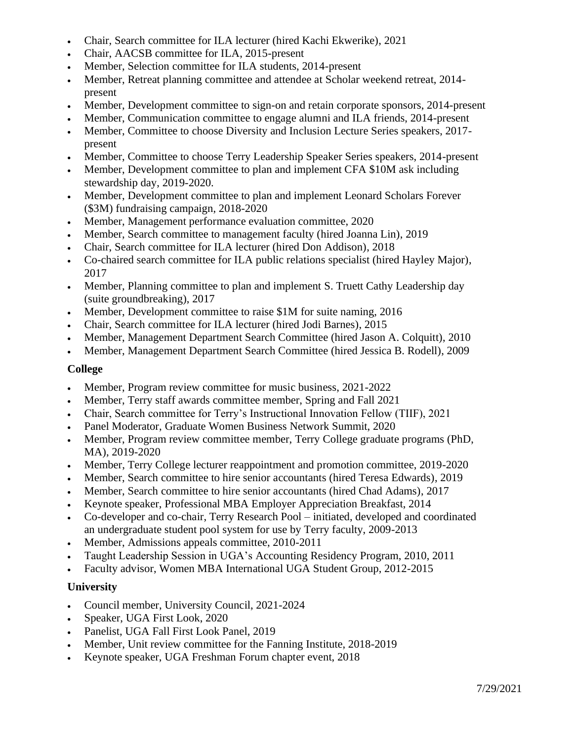- Chair, Search committee for ILA lecturer (hired Kachi Ekwerike), 2021
- Chair, AACSB committee for ILA, 2015-present
- Member, Selection committee for ILA students, 2014-present
- Member, Retreat planning committee and attendee at Scholar weekend retreat, 2014-present
- Member, Development committee to sign-on and retain corporate sponsors, 2014-present
- Member, Communication committee to engage alumni and ILA friends, 2014-present
- Member, Committee to choose Diversity and Inclusion Lecture Series speakers, 2017-present
- Member, Committee to choose Terry Leadership Speaker Series speakers, 2014-present
- Member, Development committee to plan and implement CFA $10M ask including stewardship day, 2019-2020.
- Member, Development committee to plan and implement Leonard Scholars Forever ($3M) fundraising campaign, 2018-2020
- Member, Management performance evaluation committee, 2020
- Member, Search committee to management faculty (hired Joanna Lin), 2019
- Chair, Search committee for ILA lecturer (hired Don Addison), 2018
- Co-chaired search committee for ILA public relations specialist (hired Hayley Major), 2017
- Member, Planning committee to plan and implement S. Truett Cathy Leadership day (suite groundbreaking), 2017
- Member, Development committee to raise $1M for suite naming, 2016
- Chair, Search committee for ILA lecturer (hired Jodi Barnes), 2015
- Member, Management Department Search Committee (hired Jason A. Colquitt), 2010
- Member, Management Department Search Committee (hired Jessica B. Rodell), 2009

**College**

- Member, Program review committee for music business, 2021-2022
- Member, Terry staff awards committee member, Spring and Fall 2021
- Chair, Search committee for Terry's Instructional Innovation Fellow (TIIF), 2021
- Panel Moderator, Graduate Women Business Network Summit, 2020
- Member, Program review committee member, Terry College graduate programs (PhD, MA), 2019-2020
- Member, Terry College lecturer reappointment and promotion committee, 2019-2020
- Member, Search committee to hire senior accountants (hired Teresa Edwards), 2019
- Member, Search committee to hire senior accountants (hired Chad Adams), 2017
- Keynote speaker, Professional MBA Employer Appreciation Breakfast, 2014
- Co-developer and co-chair, Terry Research Pool – initiated, developed and coordinated an undergraduate student pool system for use by Terry faculty, 2009-2013
- Member, Admissions appeals committee, 2010-2011
- Taught Leadership Session in UGA's Accounting Residency Program, 2010, 2011
- Faculty advisor, Women MBA International UGA Student Group, 2012-2015

**University**

- Council member, University Council, 2021-2024
- Speaker, UGA First Look, 2020
- Panelist, UGA Fall First Look Panel, 2019
- Member, Unit review committee for the Fanning Institute, 2018-2019
- Keynote speaker, UGA Freshman Forum chapter event, 2018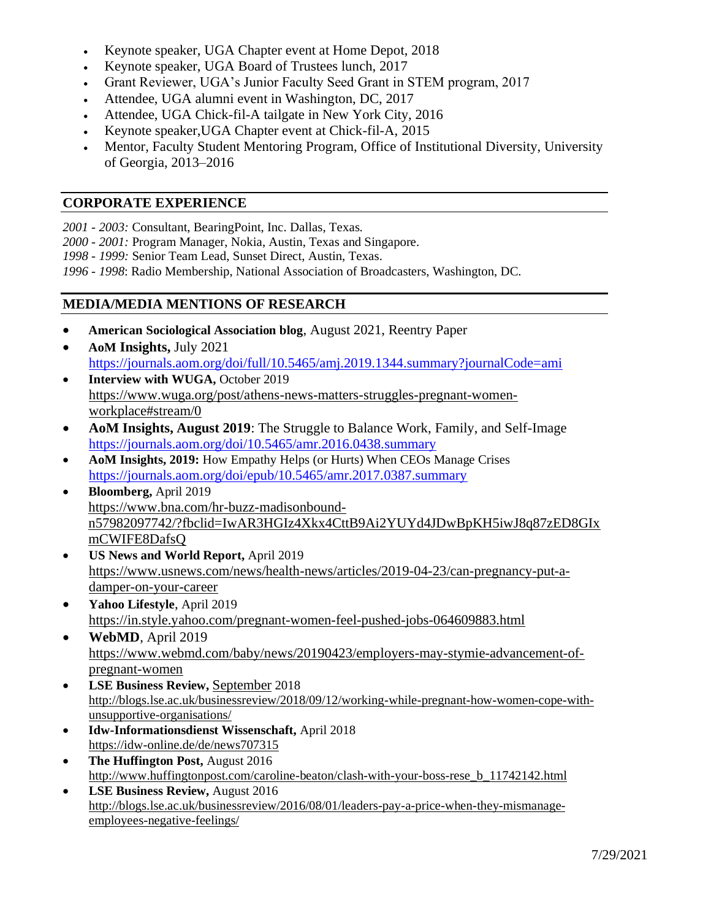- Keynote speaker, UGA Chapter event at Home Depot, 2018
- Keynote speaker, UGA Board of Trustees lunch, 2017
- Grant Reviewer, UGA's Junior Faculty Seed Grant in STEM program, 2017
- Attendee, UGA alumni event in Washington, DC, 2017
- Attendee, UGA Chick-fil-A tailgate in New York City, 2016
- Keynote speaker,UGA Chapter event at Chick-fil-A, 2015
- Mentor, Faculty Student Mentoring Program, Office of Institutional Diversity, University of Georgia, 2013–2016

## CORPORATE EXPERIENCE

*2001 - 2003:* Consultant, BearingPoint, Inc. Dallas, Texas.
*2000 - 2001:* Program Manager, Nokia, Austin, Texas and Singapore.
*1998 - 1999:* Senior Team Lead, Sunset Direct, Austin, Texas.
*1996 - 1998*: Radio Membership, National Association of Broadcasters, Washington, DC.

## MEDIA/MEDIA MENTIONS OF RESEARCH

- **American Sociological Association blog**, August 2021, Reentry Paper
- **AoM Insights,** July 2021
  https://journals.aom.org/doi/full/10.5465/amj.2019.1344.summary?journalCode=ami
- **Interview with WUGA,** October 2019
  https://www.wuga.org/post/athens-news-matters-struggles-pregnant-women-workplace#stream/0
- **AoM Insights, August 2019**: The Struggle to Balance Work, Family, and Self-Image
  https://journals.aom.org/doi/10.5465/amr.2016.0438.summary
- **AoM Insights, 2019:** How Empathy Helps (or Hurts) When CEOs Manage Crises
  https://journals.aom.org/doi/epub/10.5465/amr.2017.0387.summary
- **Bloomberg,** April 2019
  https://www.bna.com/hr-buzz-madisonbound-n57982097742/?fbclid=IwAR3HGIz4Xkx4CttB9Ai2YUYd4JDwBpKH5iwJ8q87zED8GIxmCWIFE8DafsQ
- **US News and World Report,** April 2019
  https://www.usnews.com/news/health-news/articles/2019-04-23/can-pregnancy-put-a-damper-on-your-career
- **Yahoo Lifestyle**, April 2019
  https://in.style.yahoo.com/pregnant-women-feel-pushed-jobs-064609883.html
- **WebMD**, April 2019
  https://www.webmd.com/baby/news/20190423/employers-may-stymie-advancement-of-pregnant-women
- **LSE Business Review,** September 2018
  http://blogs.lse.ac.uk/businessreview/2018/09/12/working-while-pregnant-how-women-cope-with-unsupportive-organisations/
- **Idw-Informationsdienst Wissenschaft,** April 2018
  https://idw-online.de/de/news707315
- **The Huffington Post,** August 2016
  http://www.huffingtonpost.com/caroline-beaton/clash-with-your-boss-rese_b_11742142.html
- **LSE Business Review,** August 2016
  http://blogs.lse.ac.uk/businessreview/2016/08/01/leaders-pay-a-price-when-they-mismanage-employees-negative-feelings/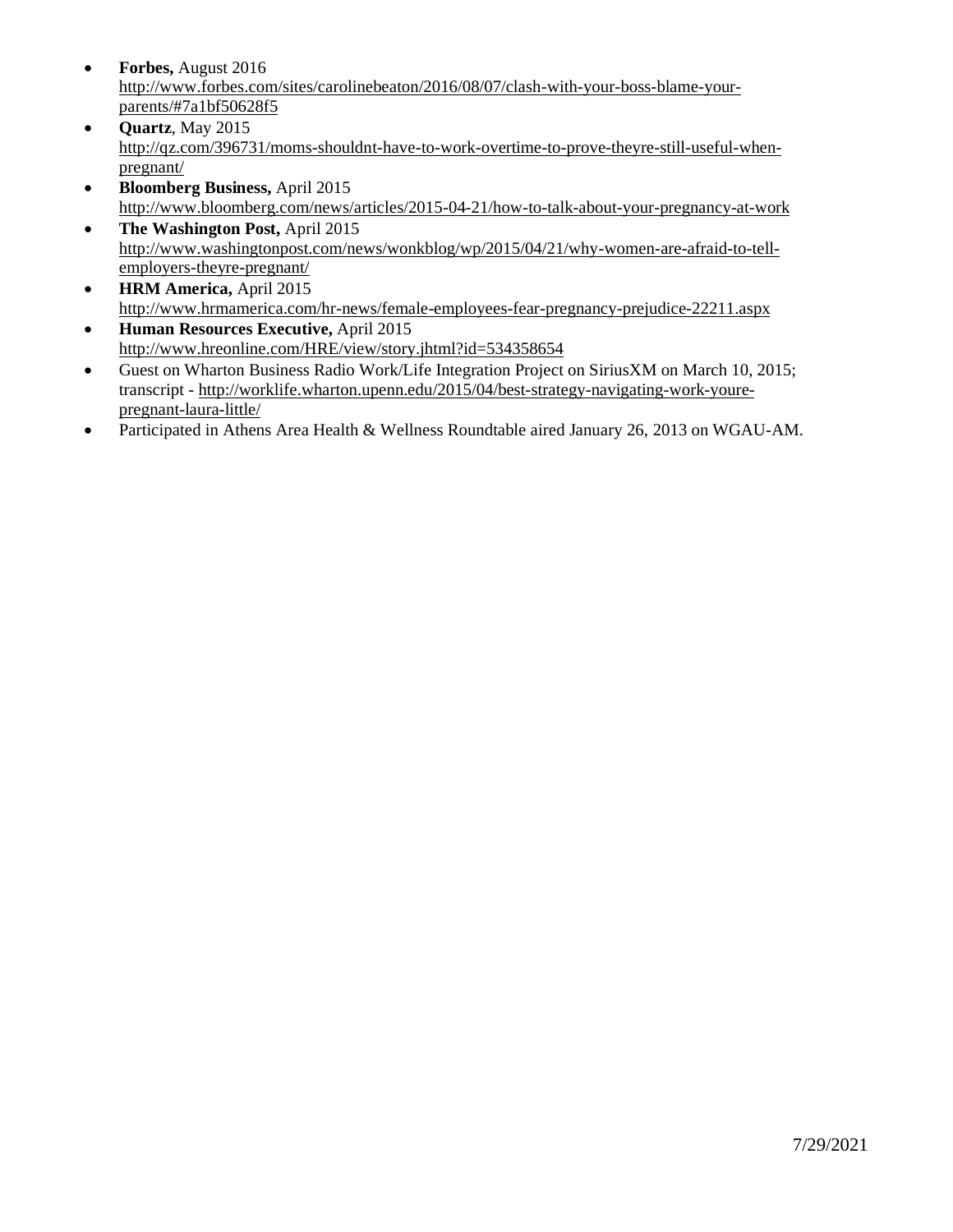- **Forbes,** August 2016
  http://www.forbes.com/sites/carolinebeaton/2016/08/07/clash-with-your-boss-blame-your-parents/#7a1bf50628f5
- **Quartz**, May 2015
  http://qz.com/396731/moms-shouldnt-have-to-work-overtime-to-prove-theyre-still-useful-when-pregnant/
- **Bloomberg Business,** April 2015
  http://www.bloomberg.com/news/articles/2015-04-21/how-to-talk-about-your-pregnancy-at-work
- **The Washington Post,** April 2015
  http://www.washingtonpost.com/news/wonkblog/wp/2015/04/21/why-women-are-afraid-to-tell-employers-theyre-pregnant/
- **HRM America,** April 2015
  http://www.hrmamerica.com/hr-news/female-employees-fear-pregnancy-prejudice-22211.aspx
- **Human Resources Executive,** April 2015
  http://www.hreonline.com/HRE/view/story.jhtml?id=534358654
- Guest on Wharton Business Radio Work/Life Integration Project on SiriusXM on March 10, 2015; transcript - http://worklife.wharton.upenn.edu/2015/04/best-strategy-navigating-work-youre-pregnant-laura-little/
- Participated in Athens Area Health & Wellness Roundtable aired January 26, 2013 on WGAU-AM.

7/29/2021